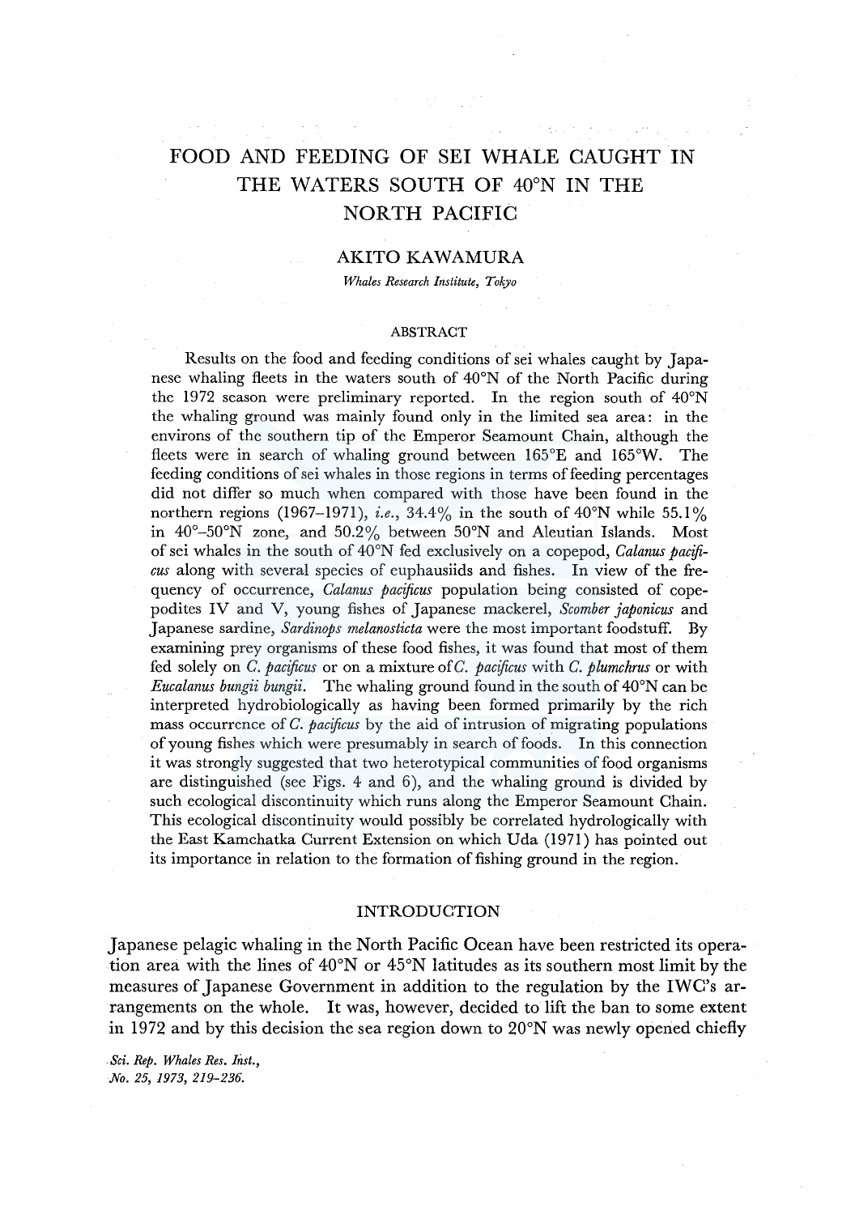# FOOD AND FEEDING OF SEI WHALE CAUGHT IN THE WATERS SOUTH OF 40°N IN THE NORTH PACIFIC

## AKITO KAWAMURA

*Whales Research Institute, Tokyo*

### ABSTRACT

Results on the food and feeding conditions of sei whales caught by Japanese whaling fleets in the waters south of 40°N of the North Pacific during the 1972 season were preliminary reported. In the region south of 40°N the whaling ground was mainly found only in the limited sea area: in the environs of the southern tip of the Emperor Seamount Chain, although the fleets were in search of whaling ground between 165°E and 165°W. The feeding conditions of sei whales in those regions in terms of feeding percentages did not differ so much when compared with those have been found in the northern regions (1967–1971), *i.e.*, 34.4% in the south of 40°N while 55.1% in 40°–50°N zone, and 50.2% between 50°N and Aleutian Islands. Most of sei whales in the south of 40°N fed exclusively on a copepod, *Calanus pacificus* along with several species of euphausiids and fishes. In view of the frequency of occurrence, *Calanus pacificus* population being consisted of copepodites IV and V, young fishes of Japanese mackerel, *Scomber japonicus* and Japanese sardine, *Sardinops melanosticta* were the most important foodstuff. By examining prey organisms of these food fishes, it was found that most of them fed solely on *C. pacificus* or on a mixture of *C. pacificus* with *C. plumchrus* or with *Eucalanus bungii bungii*. The whaling ground found in the south of 40°N can be interpreted hydrobiologically as having been formed primarily by the rich mass occurrence of *C. pacificus* by the aid of intrusion of migrating populations of young fishes which were presumably in search of foods. In this connection it was strongly suggested that two heterotypical communities of food organisms are distinguished (see Figs. 4 and 6), and the whaling ground is divided by such ecological discontinuity which runs along the Emperor Seamount Chain. This ecological discontinuity would possibly be correlated hydrologically with the East Kamchatka Current Extension on which Uda (1971) has pointed out its importance in relation to the formation of fishing ground in the region.

### INTRODUCTION

Japanese pelagic whaling in the North Pacific Ocean have been restricted its operation area with the lines of 40°N or 45°N latitudes as its southern most limit by the measures of Japanese Government in addition to the regulation by the IWC's arrangements on the whole. It was, however, decided to lift the ban to some extent in 1972 and by this decision the sea region down to 20°N was newly opened chiefly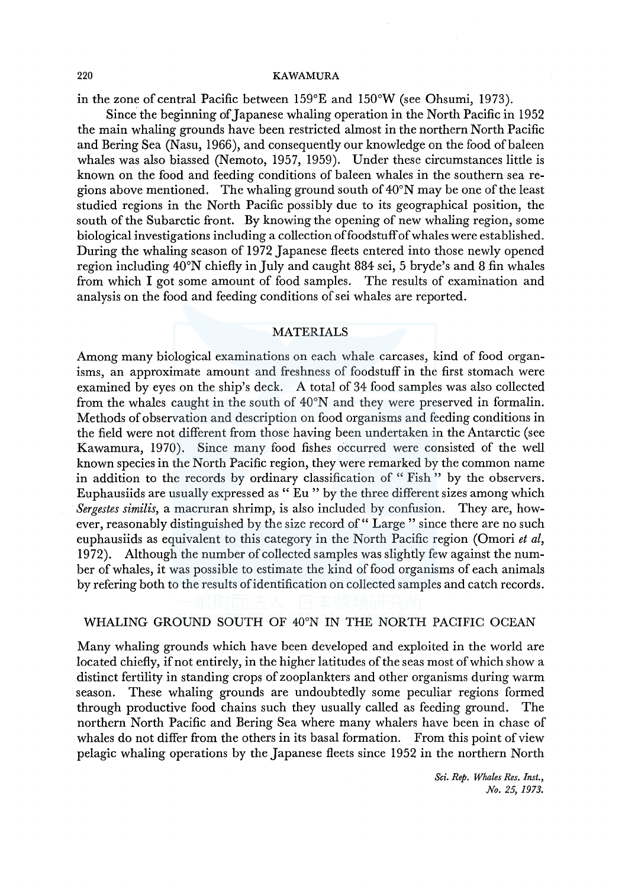in the zone of central Pacific between 159°E and 150°W (see Ohsumi, 1973).

Since the beginning of Japanese whaling operation in the North Pacific in 1952 the main whaling grounds have been restricted almost in the northern North Pacific and Bering Sea (Nasu, 1966), and consequently our knowledge on the food of baleen whales was also biassed (Nemoto, 1957, 1959). Under these circumstances little is known on the food and feeding conditions of baleen whales in the southern sea regions above mentioned. The whaling ground south of 40°N may be one of the least studied regions in the North Pacific possibly due to its geographical position, the south of the Subarctic front. By knowing the opening of new whaling region, some biological investigations including a collection of foodstuff of whales were established. During the whaling season of 1972 Japanese fleets entered into those newly opened region including 40°N chiefly in July and caught 884 sei, 5 bryde's and 8 fin whales from which I got some amount of food samples. The results of examination and analysis on the food and feeding conditions of sei whales are reported.

## MATERIALS

Among many biological examinations on each whale carcases, kind of food organisms, an approximate amount and freshness of foodstuff in the first stomach were examined by eyes on the ship's deck. A total of 34 food samples was also collected from the whales caught in the south of 40°N and they were preserved in formalin. Methods of observation and description on food organisms and feeding conditions in the field were not different from those having been undertaken in the Antarctic (see Kawamura, 1970). Since many food fishes occurred were consisted of the well known species in the North Pacific region, they were remarked by the common name in addition to the records by ordinary classification of " Fish " by the observers. Euphausiids are usually expressed as " Eu " by the three different sizes among which *Sergestes similis*, a macruran shrimp, is also included by confusion. They are, however, reasonably distinguished by the size record of " Large " since there are no such euphausiids as equivalent to this category in the North Pacific region (Omori *et al*, 1972). Although the number of collected samples was slightly few against the number of whales, it was possible to estimate the kind of food organisms of each animals by refering both to the results of identification on collected samples and catch records.

## WHALING GROUND SOUTH OF 40°N IN THE NORTH PACIFIC OCEAN

Many whaling grounds which have been developed and exploited in the world are located chiefly, if not entirely, in the higher latitudes of the seas most of which show a distinct fertility in standing crops of zooplankters and other organisms during warm season. These whaling grounds are undoubtedly some peculiar regions formed through productive food chains such they usually called as feeding ground. The northern North Pacific and Bering Sea where many whalers have been in chase of whales do not differ from the others in its basal formation. From this point of view pelagic whaling operations by the Japanese fleets since 1952 in the northern North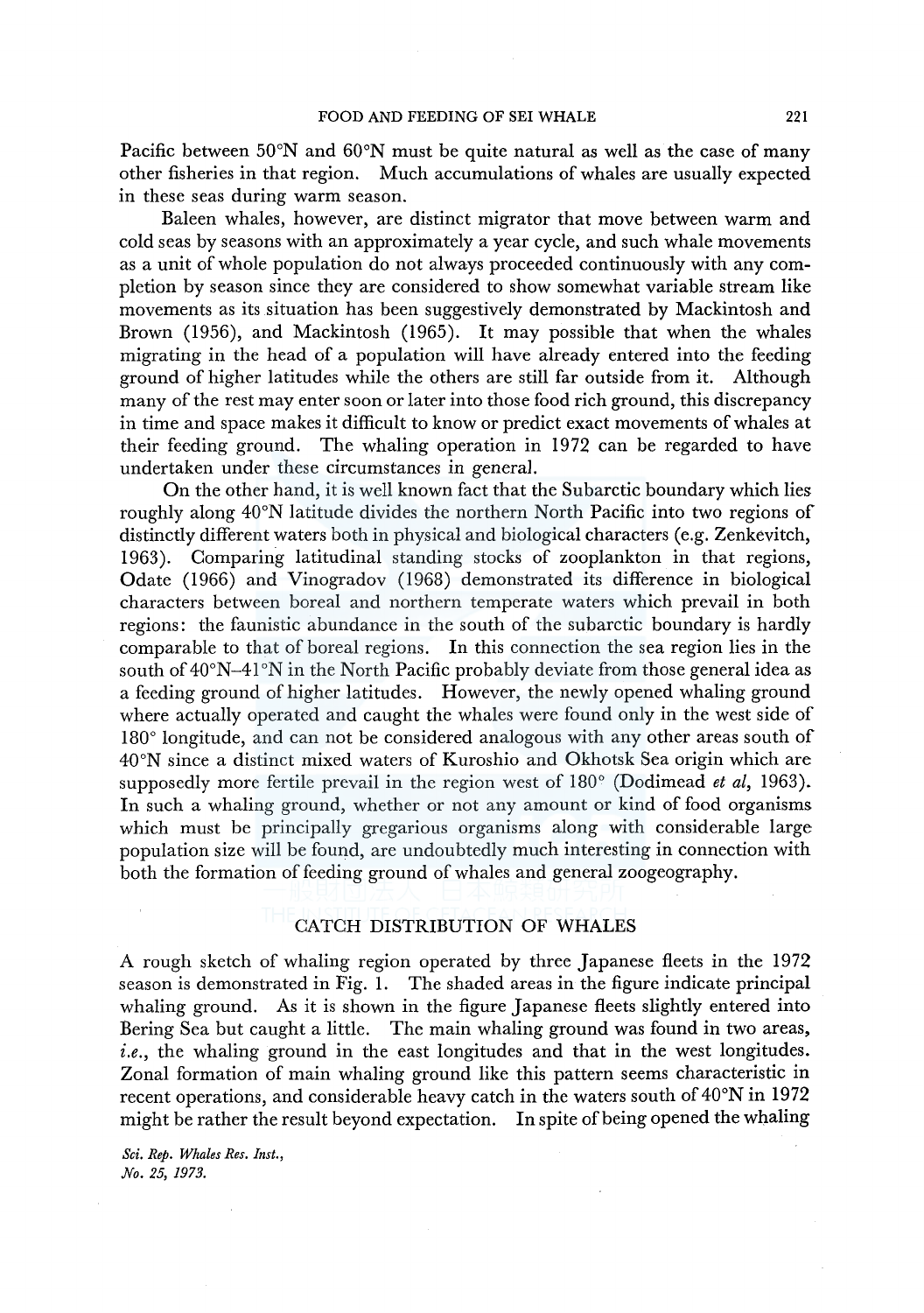Pacific between 50°N and 60°N must be quite natural as well as the case of many other fisheries in that region. Much accumulations of whales are usually expected in these seas during warm season.

Baleen whales, however, are distinct migrator that move between warm and cold seas by seasons with an approximately a year cycle, and such whale movements as a unit of whole population do not always proceeded continuously with any completion by season since they are considered to show somewhat variable stream like movements as its situation has been suggestively demonstrated by Mackintosh and Brown (1956), and Mackintosh (1965). It may possible that when the whales migrating in the head of a population will have already entered into the feeding ground of higher latitudes while the others are still far outside from it. Although many of the rest may enter soon or later into those food rich ground, this discrepancy in time and space makes it difficult to know or predict exact movements of whales at their feeding ground. The whaling operation in 1972 can be regarded to have undertaken under these circumstances in general.

On the other hand, it is well known fact that the Subarctic boundary which lies roughly along 40°N latitude divides the northern North Pacific into two regions of distinctly different waters both in physical and biological characters (e.g. Zenkevitch, 1963). Comparing latitudinal standing stocks of zooplankton in that regions, Odate (1966) and Vinogradov (1968) demonstrated its difference in biological characters between boreal and northern temperate waters which prevail in both regions: the faunistic abundance in the south of the subarctic boundary is hardly comparable to that of boreal regions. In this connection the sea region lies in the south of 40°N–41°N in the North Pacific probably deviate from those general idea as a feeding ground of higher latitudes. However, the newly opened whaling ground where actually operated and caught the whales were found only in the west side of 180° longitude, and can not be considered analogous with any other areas south of 40°N since a distinct mixed waters of Kuroshio and Okhotsk Sea origin which are supposedly more fertile prevail in the region west of 180° (Dodimead *et al*, 1963). In such a whaling ground, whether or not any amount or kind of food organisms which must be principally gregarious organisms along with considerable large population size will be found, are undoubtedly much interesting in connection with both the formation of feeding ground of whales and general zoogeography.

## CATCH DISTRIBUTION OF WHALES

A rough sketch of whaling region operated by three Japanese fleets in the 1972 season is demonstrated in Fig. 1. The shaded areas in the figure indicate principal whaling ground. As it is shown in the figure Japanese fleets slightly entered into Bering Sea but caught a little. The main whaling ground was found in two areas, *i.e.*, the whaling ground in the east longitudes and that in the west longitudes. Zonal formation of main whaling ground like this pattern seems characteristic in recent operations, and considerable heavy catch in the waters south of 40°N in 1972 might be rather the result beyond expectation. In spite of being opened the whaling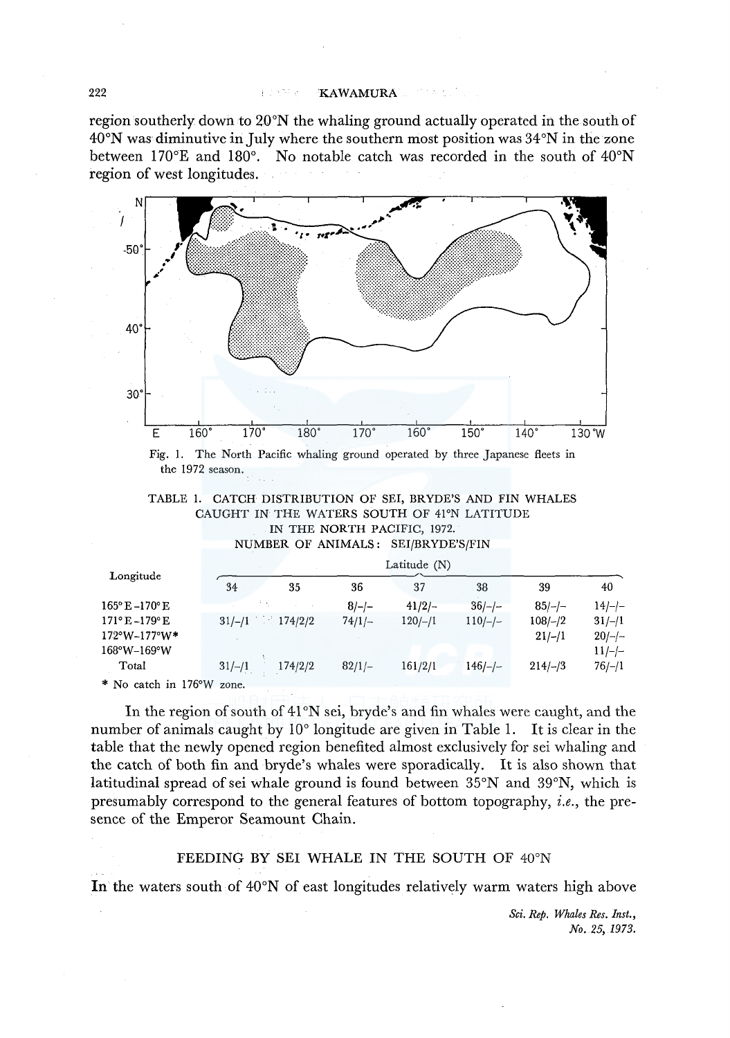region southerly down to 20°N the whaling ground actually operated in the south of 40°N was diminutive in July where the southern most position was 34°N in the zone between 170°E and 180°. No notable catch was recorded in the south of 40°N region of west longitudes.

Fig. 1. The North Pacific whaling ground operated by three Japanese fleets in the 1972 season.

TABLE 1. CATCH DISTRIBUTION OF SEI, BRYDE'S AND FIN WHALES CAUGHT IN THE WATERS SOUTH OF 41°N LATITUDE IN THE NORTH PACIFIC, 1972.
NUMBER OF ANIMALS: SEI/BRYDE'S/FIN

| Longitude | Latitude (N) | | | | | | |
|---|---|---|---|---|---|---|---|
| | 34 | 35 | 36 | 37 | 38 | 39 | 40 |
| 165°E–170°E | | | 8/–/– | 41/2/– | 36/–/– | 85/–/– | 14/–/– |
| 171°E–179°E | 31/–/1 | 174/2/2 | 74/1/– | 120/–/1 | 110/–/– | 108/–/2 | 31/–/1 |
| 172°W–177°W* | | | | | | 21/–/1 | 20/–/– |
| 168°W–169°W | | | | | | | 11/–/– |
| Total | 31/–/1 | 174/2/2 | 82/1/– | 161/2/1 | 146/–/– | 214/–/3 | 76/–/1 |

\* No catch in 176°W zone.

In the region of south of 41°N sei, bryde's and fin whales were caught, and the number of animals caught by 10° longitude are given in Table 1. It is clear in the table that the newly opened region benefited almost exclusively for sei whaling and the catch of both fin and bryde's whales were sporadically. It is also shown that latitudinal spread of sei whale ground is found between 35°N and 39°N, which is presumably correspond to the general features of bottom topography, *i.e.*, the presence of the Emperor Seamount Chain.

## FEEDING BY SEI WHALE IN THE SOUTH OF 40°N

In the waters south of 40°N of east longitudes relatively warm waters high above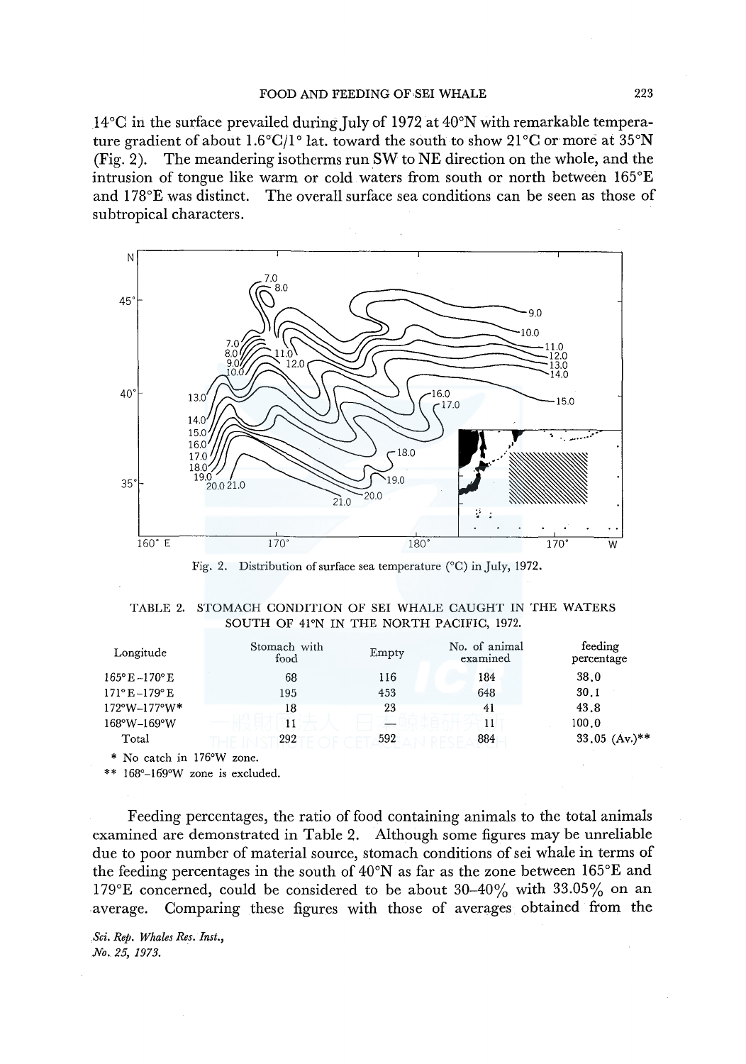14°C in the surface prevailed during July of 1972 at 40°N with remarkable temperature gradient of about 1.6°C/1° lat. toward the south to show 21°C or more at 35°N (Fig. 2). The meandering isotherms run SW to NE direction on the whole, and the intrusion of tongue like warm or cold waters from south or north between 165°E and 178°E was distinct. The overall surface sea conditions can be seen as those of subtropical characters.

Fig. 2. Distribution of surface sea temperature (°C) in July, 1972.

TABLE 2. STOMACH CONDITION OF SEI WHALE CAUGHT IN THE WATERS SOUTH OF 41°N IN THE NORTH PACIFIC, 1972.

| Longitude | Stomach with food | Empty | No. of animal examined | feeding percentage |
|---|---|---|---|---|
| 165°E–170°E | 68 | 116 | 184 | 38.0 |
| 171°E–179°E | 195 | 453 | 648 | 30.1 |
| 172°W–177°W* | 18 | 23 | 41 | 43.8 |
| 168°W–169°W | 11 | — | 11 | 100.0 |
| Total | 292 | 592 | 884 | 33.05 (Av.)** |

\* No catch in 176°W zone.

\*\* 168°–169°W zone is excluded.

Feeding percentages, the ratio of food containing animals to the total animals examined are demonstrated in Table 2. Although some figures may be unreliable due to poor number of material source, stomach conditions of sei whale in terms of the feeding percentages in the south of 40°N as far as the zone between 165°E and 179°E concerned, could be considered to be about 30–40% with 33.05% on an average. Comparing these figures with those of averages obtained from the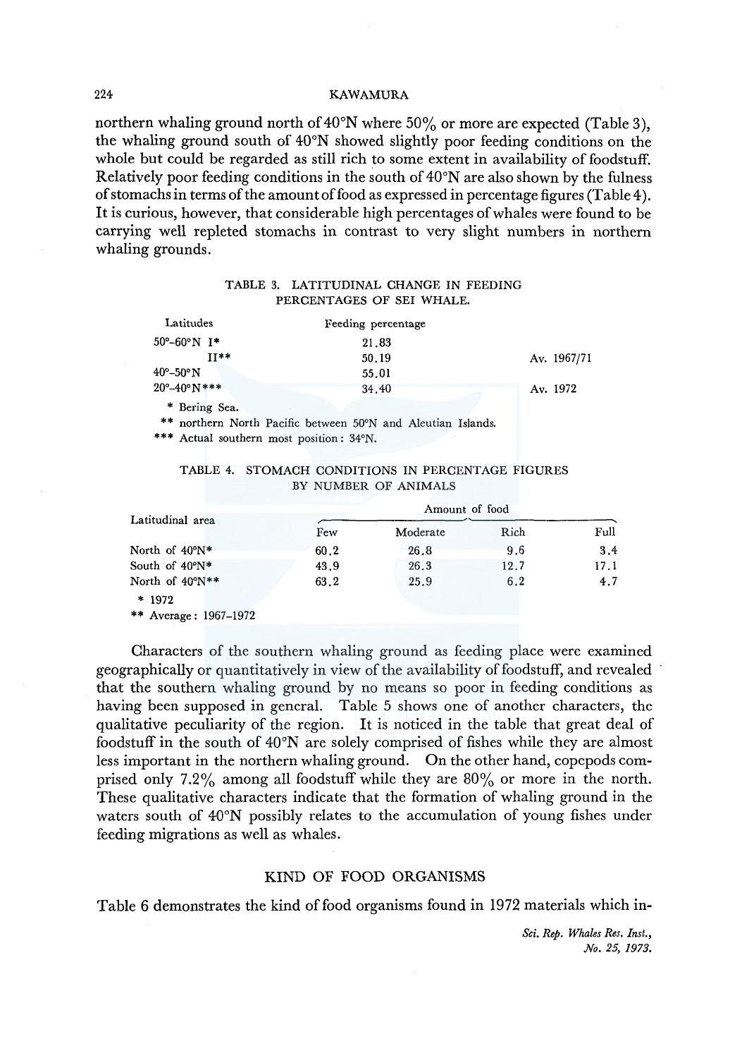northern whaling ground north of 40°N where 50% or more are expected (Table 3), the whaling ground south of 40°N showed slightly poor feeding conditions on the whole but could be regarded as still rich to some extent in availability of foodstuff. Relatively poor feeding conditions in the south of 40°N are also shown by the fulness of stomachs in terms of the amount of food as expressed in percentage figures (Table 4). It is curious, however, that considerable high percentages of whales were found to be carrying well repleted stomachs in contrast to very slight numbers in northern whaling grounds.

TABLE 3. LATITUDINAL CHANGE IN FEEDING PERCENTAGES OF SEI WHALE.

| Latitudes | Feeding percentage | |
|---|---|---|
| 50°–60°N I* | 21.83 | |
| II** | 50.19 | Av. 1967/71 |
| 40°–50°N | 55.01 | |
| 20°–40°N*** | 34.40 | Av. 1972 |

\* Bering Sea.

\** northern North Pacific between 50°N and Aleutian Islands.

\*** Actual southern most position: 34°N.

TABLE 4. STOMACH CONDITIONS IN PERCENTAGE FIGURES BY NUMBER OF ANIMALS

| Latitudinal area | Amount of food | | | |
|---|---|---|---|---|
| | Few | Moderate | Rich | Full |
| North of 40°N* | 60.2 | 26.8 | 9.6 | 3.4 |
| South of 40°N* | 43.9 | 26.3 | 12.7 | 17.1 |
| North of 40°N** | 63.2 | 25.9 | 6.2 | 4.7 |

\* 1972

\** Average: 1967–1972

Characters of the southern whaling ground as feeding place were examined geographically or quantitatively in view of the availability of foodstuff, and revealed that the southern whaling ground by no means so poor in feeding conditions as having been supposed in general. Table 5 shows one of another characters, the qualitative peculiarity of the region. It is noticed in the table that great deal of foodstuff in the south of 40°N are solely comprised of fishes while they are almost less important in the northern whaling ground. On the other hand, copepods comprised only 7.2% among all foodstuff while they are 80% or more in the north. These qualitative characters indicate that the formation of whaling ground in the waters south of 40°N possibly relates to the accumulation of young fishes under feeding migrations as well as whales.

## KIND OF FOOD ORGANISMS

Table 6 demonstrates the kind of food organisms found in 1972 materials which in-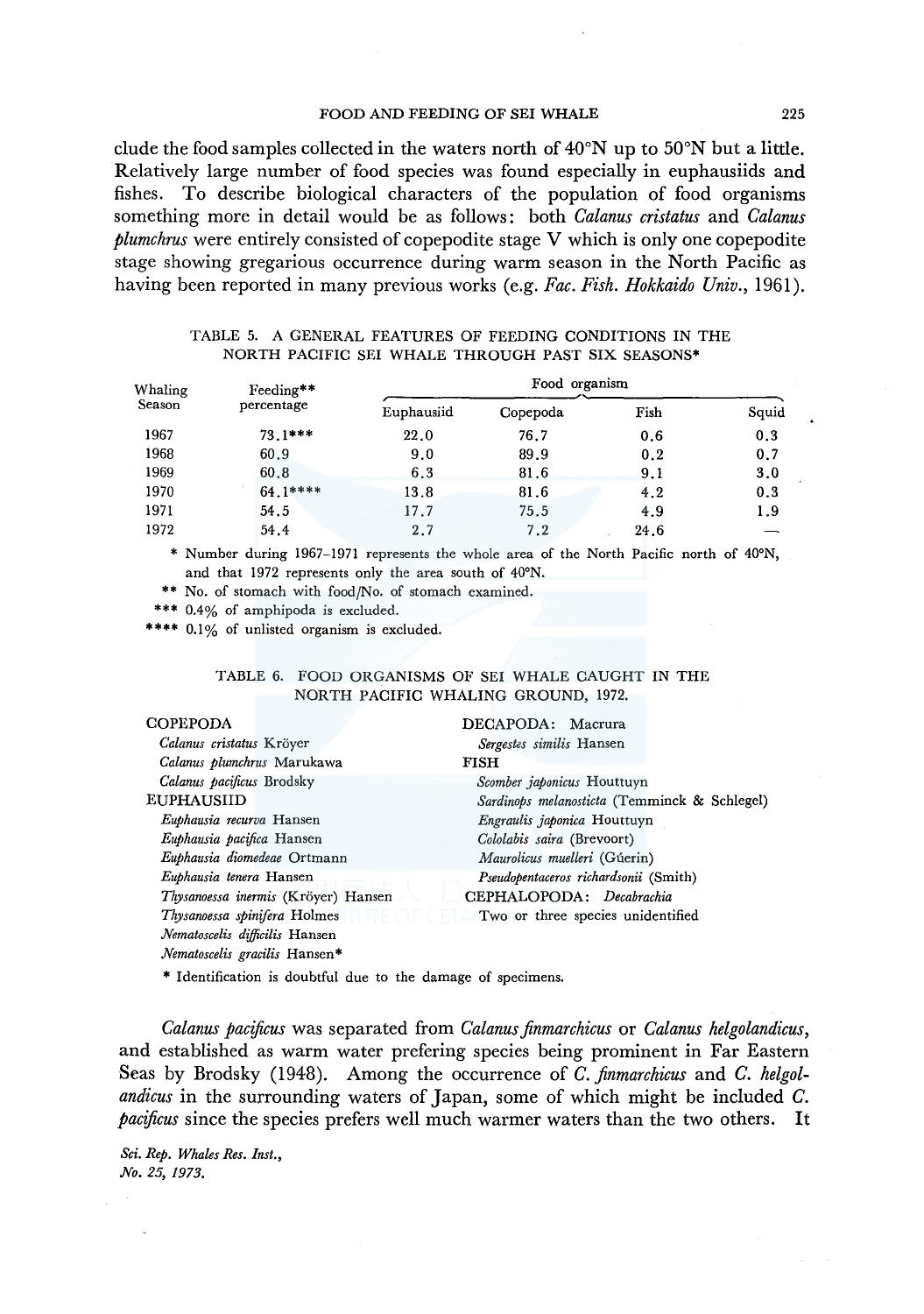clude the food samples collected in the waters north of 40°N up to 50°N but a little. Relatively large number of food species was found especially in euphausiids and fishes. To describe biological characters of the population of food organisms something more in detail would be as follows: both *Calanus cristatus* and *Calanus plumchrus* were entirely consisted of copepodite stage V which is only one copepodite stage showing gregarious occurrence during warm season in the North Pacific as having been reported in many previous works (e.g. *Fac. Fish. Hokkaido Univ.*, 1961).

TABLE 5. A GENERAL FEATURES OF FEEDING CONDITIONS IN THE NORTH PACIFIC SEI WHALE THROUGH PAST SIX SEASONS*

| Whaling Season | Feeding** percentage | Food organism | | | |
|---|---|---|---|---|---|
| | | Euphausiid | Copepoda | Fish | Squid |
| 1967 | 73.1*** | 22.0 | 76.7 | 0.6 | 0.3 |
| 1968 | 60.9 | 9.0 | 89.9 | 0.2 | 0.7 |
| 1969 | 60.8 | 6.3 | 81.6 | 9.1 | 3.0 |
| 1970 | 64.1**** | 13.8 | 81.6 | 4.2 | 0.3 |
| 1971 | 54.5 | 17.7 | 75.5 | 4.9 | 1.9 |
| 1972 | 54.4 | 2.7 | 7.2 | 24.6 | — |

\* Number during 1967–1971 represents the whole area of the North Pacific north of 40°N, and that 1972 represents only the area south of 40°N.

\** No. of stomach with food/No. of stomach examined.

\*** 0.4% of amphipoda is excluded.

\**** 0.1% of unlisted organism is excluded.

TABLE 6. FOOD ORGANISMS OF SEI WHALE CAUGHT IN THE NORTH PACIFIC WHALING GROUND, 1972.

COPEPODA
- *Calanus cristatus* Kröyer
- *Calanus plumchrus* Marukawa
- *Calanus pacificus* Brodsky

EUPHAUSIID
- *Euphausia recurva* Hansen
- *Euphausia pacifica* Hansen
- *Euphausia diomedeae* Ortmann
- *Euphausia tenera* Hansen
- *Thysanoessa inermis* (Kröyer) Hansen
- *Thysanoessa spinifera* Holmes
- *Nematoscelis difficilis* Hansen
- *Nematoscelis gracilis* Hansen*

DECAPODA: Macrura
- *Sergestes similis* Hansen

FISH
- *Scomber japonicus* Houttuyn
- *Sardinops melanosticta* (Temminck & Schlegel)
- *Engraulis japonica* Houttuyn
- *Cololabis saira* (Brevoort)
- *Maurolicus muelleri* (Gúerin)
- *Pseudopentaceros richardsonii* (Smith)

CEPHALOPODA: *Decabrachia*
- Two or three species unidentified

\* Identification is doubtful due to the damage of specimens.

*Calanus pacificus* was separated from *Calanus finmarchicus* or *Calanus helgolandicus*, and established as warm water prefering species being prominent in Far Eastern Seas by Brodsky (1948). Among the occurrence of *C. finmarchicus* and *C. helgolandicus* in the surrounding waters of Japan, some of which might be included *C. pacificus* since the species prefers well much warmer waters than the two others. It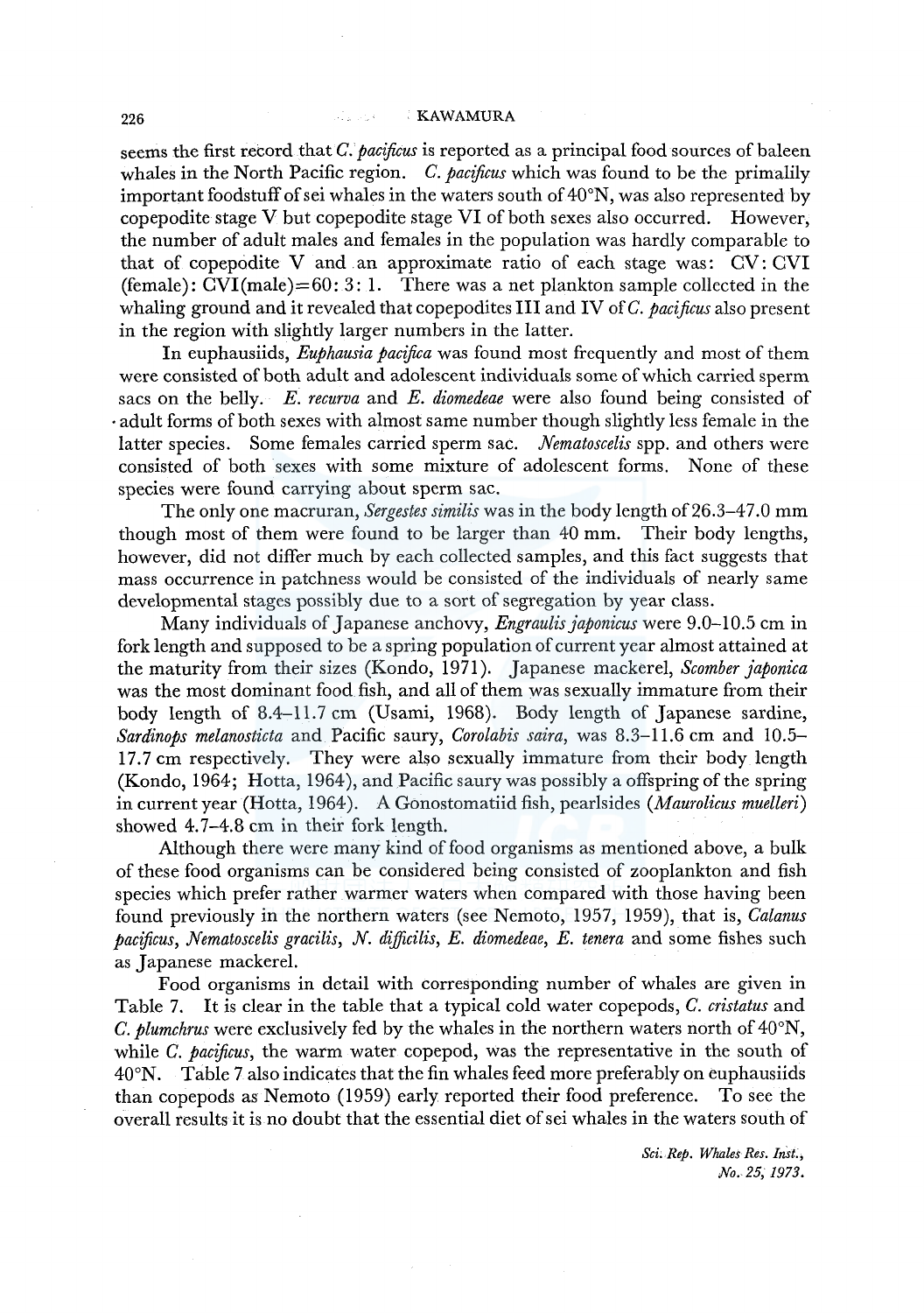seems the first record that *C. pacificus* is reported as a principal food sources of baleen whales in the North Pacific region. *C. pacificus* which was found to be the primalily important foodstuff of sei whales in the waters south of 40°N, was also represented by copepodite stage V but copepodite stage VI of both sexes also occurred. However, the number of adult males and females in the population was hardly comparable to that of copepodite V and an approximate ratio of each stage was: CV: CVI (female): CVI(male)=60: 3: 1. There was a net plankton sample collected in the whaling ground and it revealed that copepodites III and IV of *C. pacificus* also present in the region with slightly larger numbers in the latter.

In euphausiids, *Euphausia pacifica* was found most frequently and most of them were consisted of both adult and adolescent individuals some of which carried sperm sacs on the belly. *E. recurva* and *E. diomedeae* were also found being consisted of adult forms of both sexes with almost same number though slightly less female in the latter species. Some females carried sperm sac. *Nematoscelis* spp. and others were consisted of both sexes with some mixture of adolescent forms. None of these species were found carrying about sperm sac.

The only one macruran, *Sergestes similis* was in the body length of 26.3–47.0 mm though most of them were found to be larger than 40 mm. Their body lengths, however, did not differ much by each collected samples, and this fact suggests that mass occurrence in patchness would be consisted of the individuals of nearly same developmental stages possibly due to a sort of segregation by year class.

Many individuals of Japanese anchovy, *Engraulis japonicus* were 9.0–10.5 cm in fork length and supposed to be a spring population of current year almost attained at the maturity from their sizes (Kondo, 1971). Japanese mackerel, *Scomber japonica* was the most dominant food fish, and all of them was sexually immature from their body length of 8.4–11.7 cm (Usami, 1968). Body length of Japanese sardine, *Sardinops melanosticta* and Pacific saury, *Corolabis saira*, was 8.3–11.6 cm and 10.5–17.7 cm respectively. They were also sexually immature from their body length (Kondo, 1964; Hotta, 1964), and Pacific saury was possibly a offspring of the spring in current year (Hotta, 1964). A Gonostomatiid fish, pearlsides (*Maurolicus muelleri*) showed 4.7–4.8 cm in their fork length.

Although there were many kind of food organisms as mentioned above, a bulk of these food organisms can be considered being consisted of zooplankton and fish species which prefer rather warmer waters when compared with those having been found previously in the northern waters (see Nemoto, 1957, 1959), that is, *Calanus pacificus*, *Nematoscelis gracilis*, *N. difficilis*, *E. diomedeae*, *E. tenera* and some fishes such as Japanese mackerel.

Food organisms in detail with corresponding number of whales are given in Table 7. It is clear in the table that a typical cold water copepods, *C. cristatus* and *C. plumchrus* were exclusively fed by the whales in the northern waters north of 40°N, while *C. pacificus*, the warm water copepod, was the representative in the south of 40°N. Table 7 also indicates that the fin whales feed more preferably on euphausiids than copepods as Nemoto (1959) early reported their food preference. To see the overall results it is no doubt that the essential diet of sei whales in the waters south of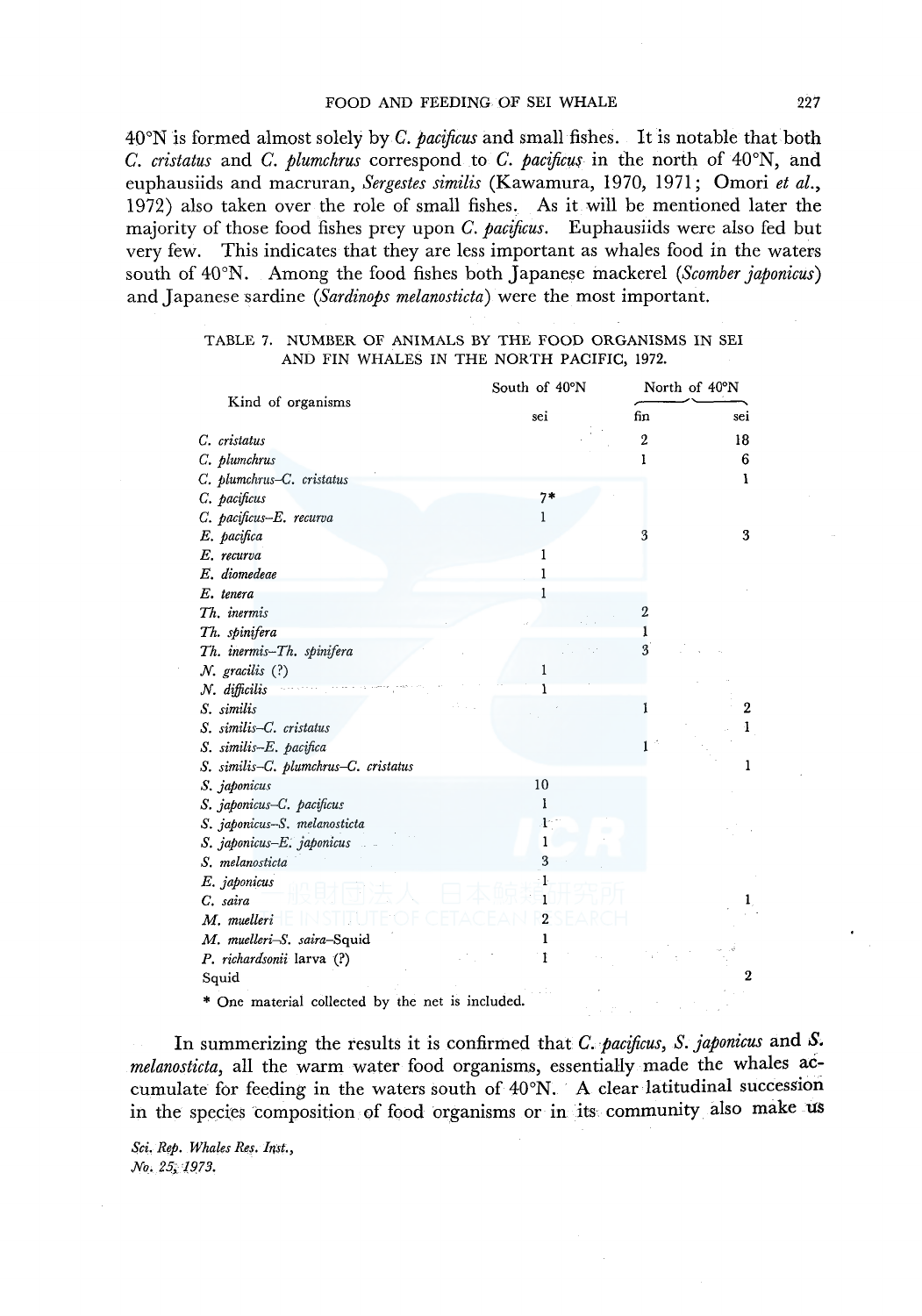40°N is formed almost solely by *C. pacificus* and small fishes. It is notable that both *C. cristatus* and *C. plumchrus* correspond to *C. pacificus* in the north of 40°N, and euphausiids and macruran, *Sergestes similis* (Kawamura, 1970, 1971; Omori *et al.*, 1972) also taken over the role of small fishes. As it will be mentioned later the majority of those food fishes prey upon *C. pacificus*. Euphausiids were also fed but very few. This indicates that they are less important as whales food in the waters south of 40°N. Among the food fishes both Japanese mackerel (*Scomber japonicus*) and Japanese sardine (*Sardinops melanosticta*) were the most important.

TABLE 7. NUMBER OF ANIMALS BY THE FOOD ORGANISMS IN SEI AND FIN WHALES IN THE NORTH PACIFIC, 1972.

| Kind of organisms | South of 40°N | North of 40°N | |
|---|---|---|---|
| | sei | fin | sei |
| *C. cristatus* | | 2 | 18 |
| *C. plumchrus* | | 1 | 6 |
| *C. plumchrus–C. cristatus* | | | 1 |
| *C. pacificus* | 7* | | |
| *C. pacificus–E. recurva* | 1 | | |
| *E. pacifica* | | 3 | 3 |
| *E. recurva* | 1 | | |
| *E. diomedeae* | 1 | | |
| *E. tenera* | 1 | | |
| *Th. inermis* | | 2 | |
| *Th. spinifera* | | 1 | |
| *Th. inermis–Th. spinifera* | | 3 | |
| *N. gracilis* (?) | 1 | | |
| *N. difficilis* | 1 | | |
| *S. similis* | | 1 | 2 |
| *S. similis–C. cristatus* | | | 1 |
| *S. similis–E. pacifica* | | 1 | |
| *S. similis–C. plumchrus–C. cristatus* | | | 1 |
| *S. japonicus* | 10 | | |
| *S. japonicus–C. pacificus* | 1 | | |
| *S. japonicus–S. melanosticta* | 1 | | |
| *S. japonicus–E. japonicus* | 1 | | |
| *S. melanosticta* | 3 | | |
| *E. japonicus* | 1 | | |
| *C. saira* | 1 | | 1 |
| *M. muelleri* | 2 | | |
| *M. muelleri–S. saira*–Squid | 1 | | |
| *P. richardsonii* larva (?) | 1 | | |
| Squid | | | 2 |

\* One material collected by the net is included.

In summerizing the results it is confirmed that *C. pacificus*, *S. japonicus* and *S. melanosticta*, all the warm water food organisms, essentially made the whales accumulate for feeding in the waters south of 40°N. A clear latitudinal succession in the species composition of food organisms or in its community also make us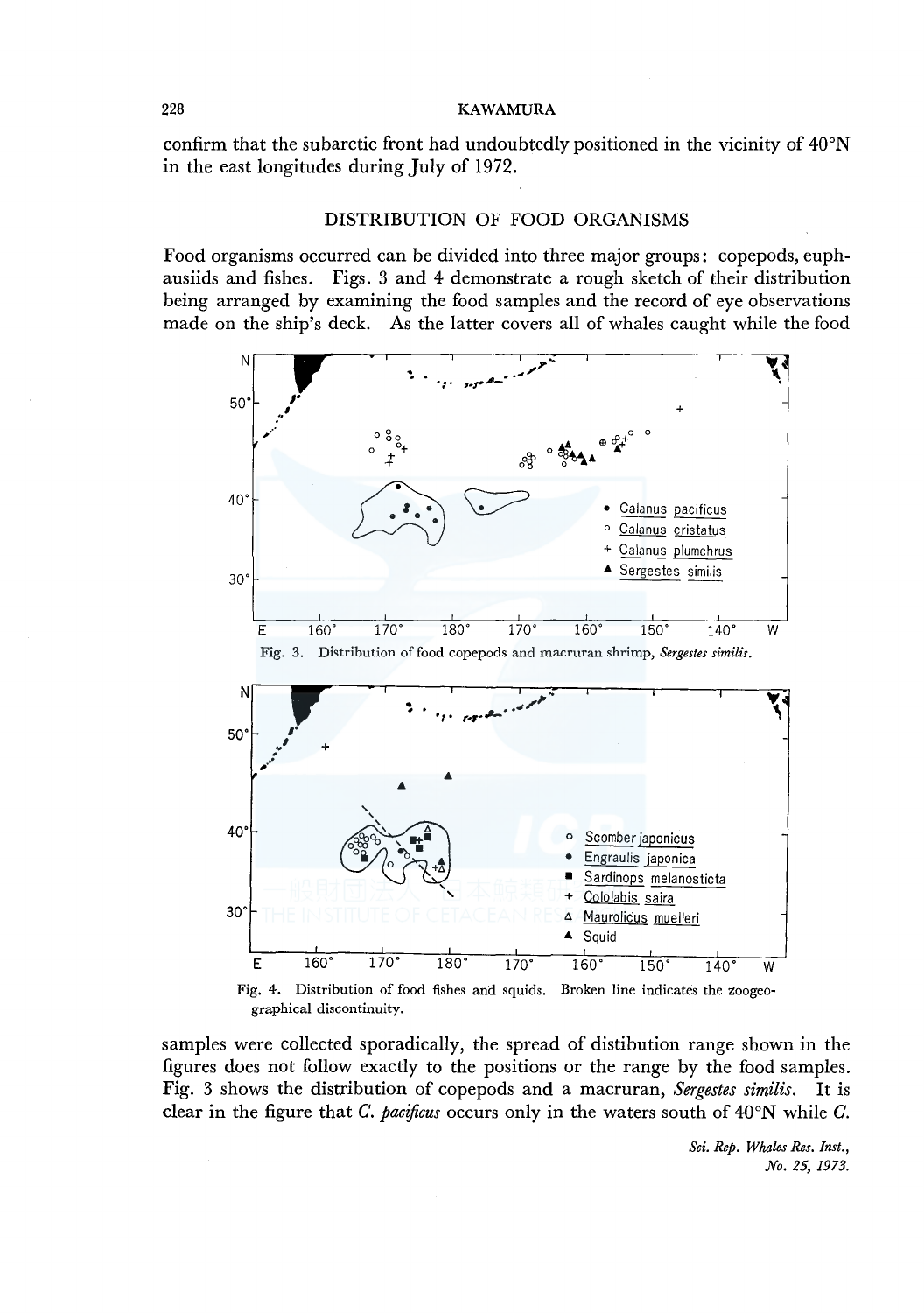confirm that the subarctic front had undoubtedly positioned in the vicinity of 40°N in the east longitudes during July of 1972.

## DISTRIBUTION OF FOOD ORGANISMS

Food organisms occurred can be divided into three major groups: copepods, euphausiids and fishes. Figs. 3 and 4 demonstrate a rough sketch of their distribution being arranged by examining the food samples and the record of eye observations made on the ship's deck. As the latter covers all of whales caught while the food

Fig. 3. Distribution of food copepods and macruran shrimp, *Sergestes similis*.

Fig. 4. Distribution of food fishes and squids. Broken line indicates the zoogeographical discontinuity.

samples were collected sporadically, the spread of distibution range shown in the figures does not follow exactly to the positions or the range by the food samples. Fig. 3 shows the distribution of copepods and a macruran, *Sergestes similis*. It is clear in the figure that *C. pacificus* occurs only in the waters south of 40°N while *C.*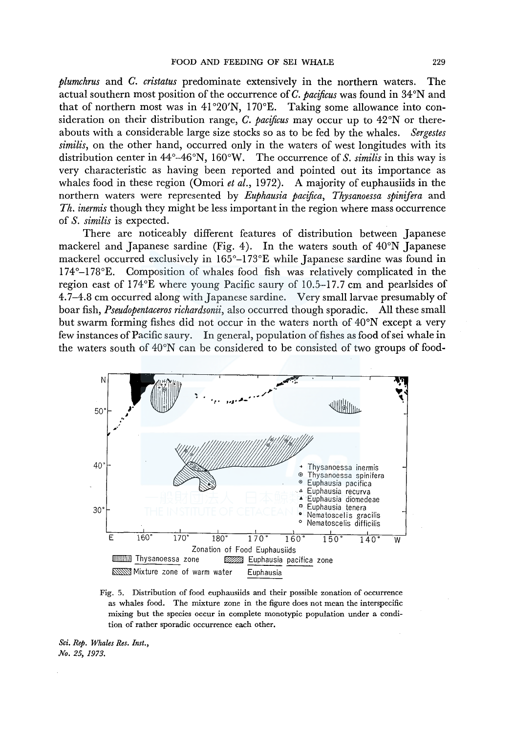*plumchrus* and *C. cristatus* predominate extensively in the northern waters. The actual southern most position of the occurrence of *C. pacificus* was found in 34°N and that of northern most was in 41°20'N, 170°E. Taking some allowance into consideration on their distribution range, *C. pacificus* may occur up to 42°N or thereabouts with a considerable large size stocks so as to be fed by the whales. *Sergestes similis*, on the other hand, occurred only in the waters of west longitudes with its distribution center in 44°–46°N, 160°W. The occurrence of *S. similis* in this way is very characteristic as having been reported and pointed out its importance as whales food in these region (Omori *et al.*, 1972). A majority of euphausiids in the northern waters were represented by *Euphausia pacifica*, *Thysanoessa spinifera* and *Th. inermis* though they might be less important in the region where mass occurrence of *S. similis* is expected.

There are noticeably different features of distribution between Japanese mackerel and Japanese sardine (Fig. 4). In the waters south of 40°N Japanese mackerel occurred exclusively in 165°–173°E while Japanese sardine was found in 174°–178°E. Composition of whales food fish was relatively complicated in the region east of 174°E where young Pacific saury of 10.5–17.7 cm and pearlsides of 4.7–4.8 cm occurred along with Japanese sardine. Very small larvae presumably of boar fish, *Pseudopentaceros richardsonii*, also occurred though sporadic. All these small but swarm forming fishes did not occur in the waters north of 40°N except a very few instances of Pacific saury. In general, population of fishes as food of sei whale in the waters south of 40°N can be considered to be consisted of two groups of food-

Fig. 5. Distribution of food euphausiids and their possible zonation of occurrence as whales food. The mixture zone in the figure does not mean the interspecific mixing but the species occur in complete monotypic population under a condition of rather sporadic occurrence each other.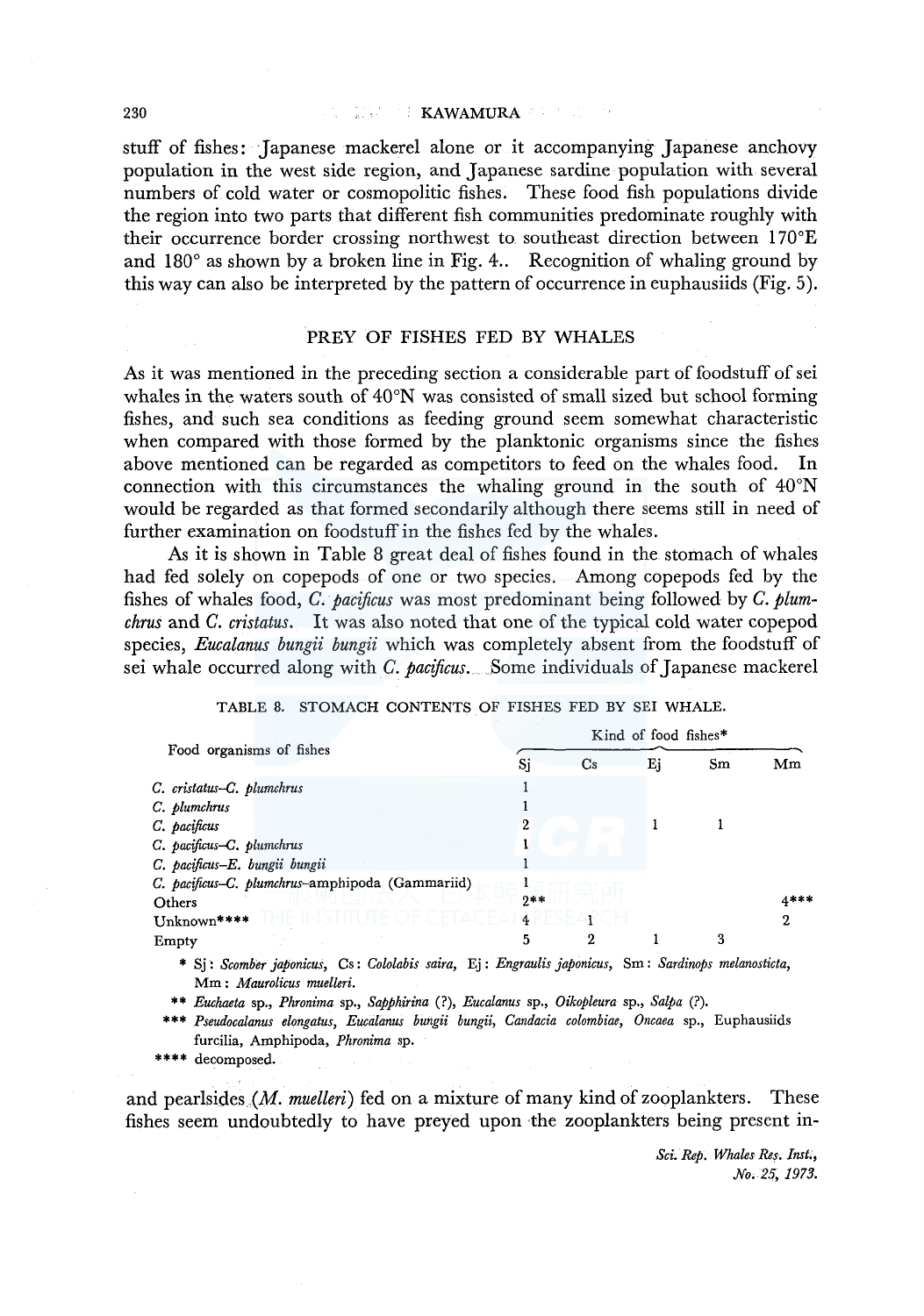stuff of fishes: Japanese mackerel alone or it accompanying Japanese anchovy population in the west side region, and Japanese sardine population with several numbers of cold water or cosmopolitic fishes. These food fish populations divide the region into two parts that different fish communities predominate roughly with their occurrence border crossing northwest to southeast direction between 170°E and 180° as shown by a broken line in Fig. 4.. Recognition of whaling ground by this way can also be interpreted by the pattern of occurrence in euphausiids (Fig. 5).

## PREY OF FISHES FED BY WHALES

As it was mentioned in the preceding section a considerable part of foodstuff of sei whales in the waters south of 40°N was consisted of small sized but school forming fishes, and such sea conditions as feeding ground seem somewhat characteristic when compared with those formed by the planktonic organisms since the fishes above mentioned can be regarded as competitors to feed on the whales food. In connection with this circumstances the whaling ground in the south of 40°N would be regarded as that formed secondarily although there seems still in need of further examination on foodstuff in the fishes fed by the whales.

As it is shown in Table 8 great deal of fishes found in the stomach of whales had fed solely on copepods of one or two species. Among copepods fed by the fishes of whales food, *C. pacificus* was most predominant being followed by *C. plumchrus* and *C. cristatus*. It was also noted that one of the typical cold water copepod species, *Eucalanus bungii bungii* which was completely absent from the foodstuff of sei whale occurred along with *C. pacificus*. Some individuals of Japanese mackerel and pearlsides (*M. muelleri*) fed on a mixture of many kind of zooplankters. These fishes seem undoubtedly to have preyed upon the zooplankters being present in-

TABLE 8. STOMACH CONTENTS OF FISHES FED BY SEI WHALE.

| Food organisms of fishes | Kind of food fishes* | | | | |
|---|---|---|---|---|---|
| | Sj | Cs | Ej | Sm | Mm |
| *C. cristatus–C. plumchrus* | 1 | | | | |
| *C. plumchrus* | 1 | | | | |
| *C. pacificus* | 2 | | 1 | 1 | |
| *C. pacificus–C. plumchrus* | 1 | | | | |
| *C. pacificus–E. bungii bungii* | 1 | | | | |
| *C. pacificus–C. plumchrus*–amphipoda (Gammariid) | 1 | | | | |
| Others | 2** | | | | 4*** |
| Unknown**** | 4 | 1 | | | 2 |
| Empty | 5 | 2 | 1 | 3 | |

\* Sj: *Scomber japonicus*, Cs: *Cololabis saira*, Ej: *Engraulis japonicus*, Sm: *Sardinops melanosticta*, Mm: *Maurolicus muelleri*.

\*\* *Euchaeta* sp., *Phronima* sp., *Sapphirina* (?), *Eucalanus* sp., *Oikopleura* sp., *Salpa* (?).

\*\*\* *Pseudocalanus elongatus*, *Eucalanus bungii bungii*, *Candacia colombiae*, *Oncaea* sp., Euphausiids furcilia, Amphipoda, *Phronima* sp.

\*\*\*\* decomposed.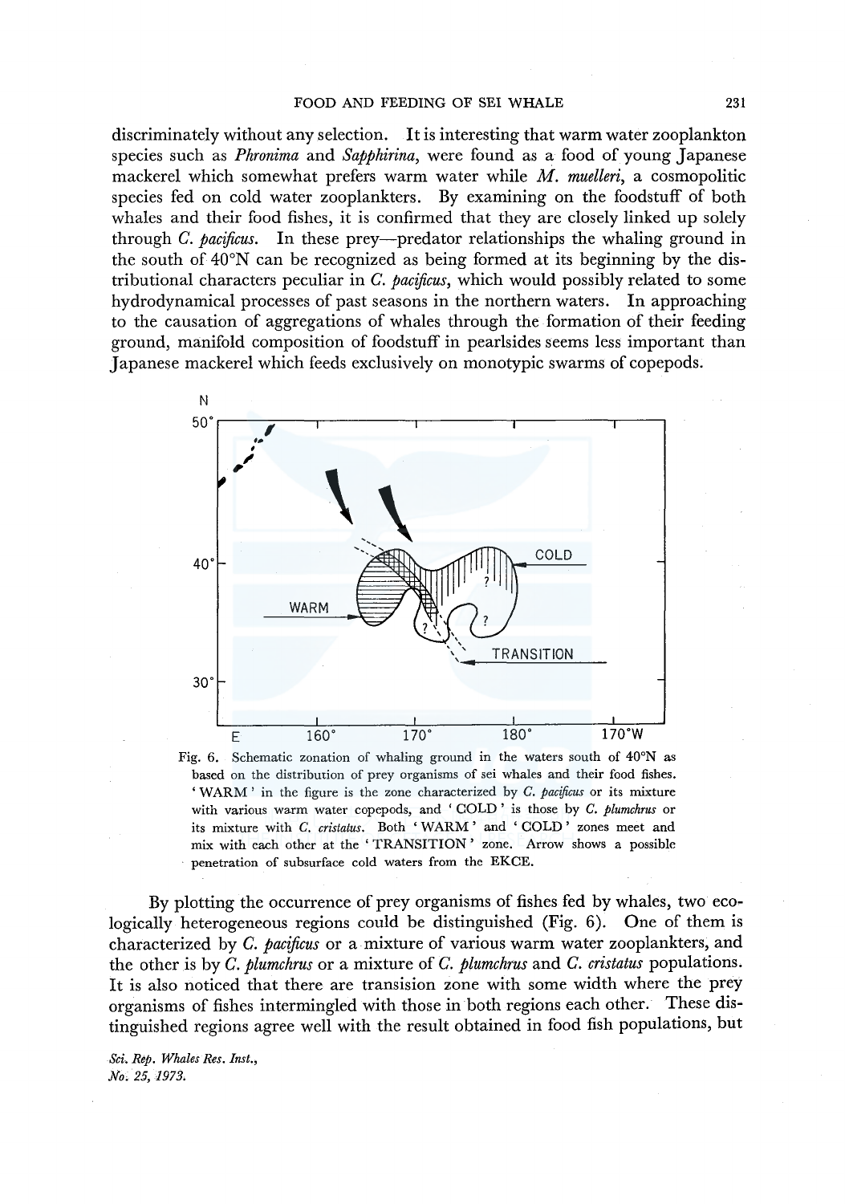discriminately without any selection. It is interesting that warm water zooplankton species such as *Phronima* and *Sapphirina*, were found as a food of young Japanese mackerel which somewhat prefers warm water while *M. muelleri*, a cosmopolitic species fed on cold water zooplankters. By examining on the foodstuff of both whales and their food fishes, it is confirmed that they are closely linked up solely through *C. pacificus*. In these prey—predator relationships the whaling ground in the south of 40°N can be recognized as being formed at its beginning by the distributional characters peculiar in *C. pacificus*, which would possibly related to some hydrodynamical processes of past seasons in the northern waters. In approaching to the causation of aggregations of whales through the formation of their feeding ground, manifold composition of foodstuff in pearlsides seems less important than Japanese mackerel which feeds exclusively on monotypic swarms of copepods.

Fig. 6. Schematic zonation of whaling ground in the waters south of 40°N as based on the distribution of prey organisms of sei whales and their food fishes. 'WARM' in the figure is the zone characterized by *C. pacificus* or its mixture with various warm water copepods, and 'COLD' is those by *C. plumchrus* or its mixture with *C. cristatus*. Both 'WARM' and 'COLD' zones meet and mix with each other at the 'TRANSITION' zone. Arrow shows a possible penetration of subsurface cold waters from the EKCE.

By plotting the occurrence of prey organisms of fishes fed by whales, two ecologically heterogeneous regions could be distinguished (Fig. 6). One of them is characterized by *C. pacificus* or a mixture of various warm water zooplankters, and the other is by *C. plumchrus* or a mixture of *C. plumchrus* and *C. cristatus* populations. It is also noticed that there are transision zone with some width where the prey organisms of fishes intermingled with those in both regions each other. These distinguished regions agree well with the result obtained in food fish populations, but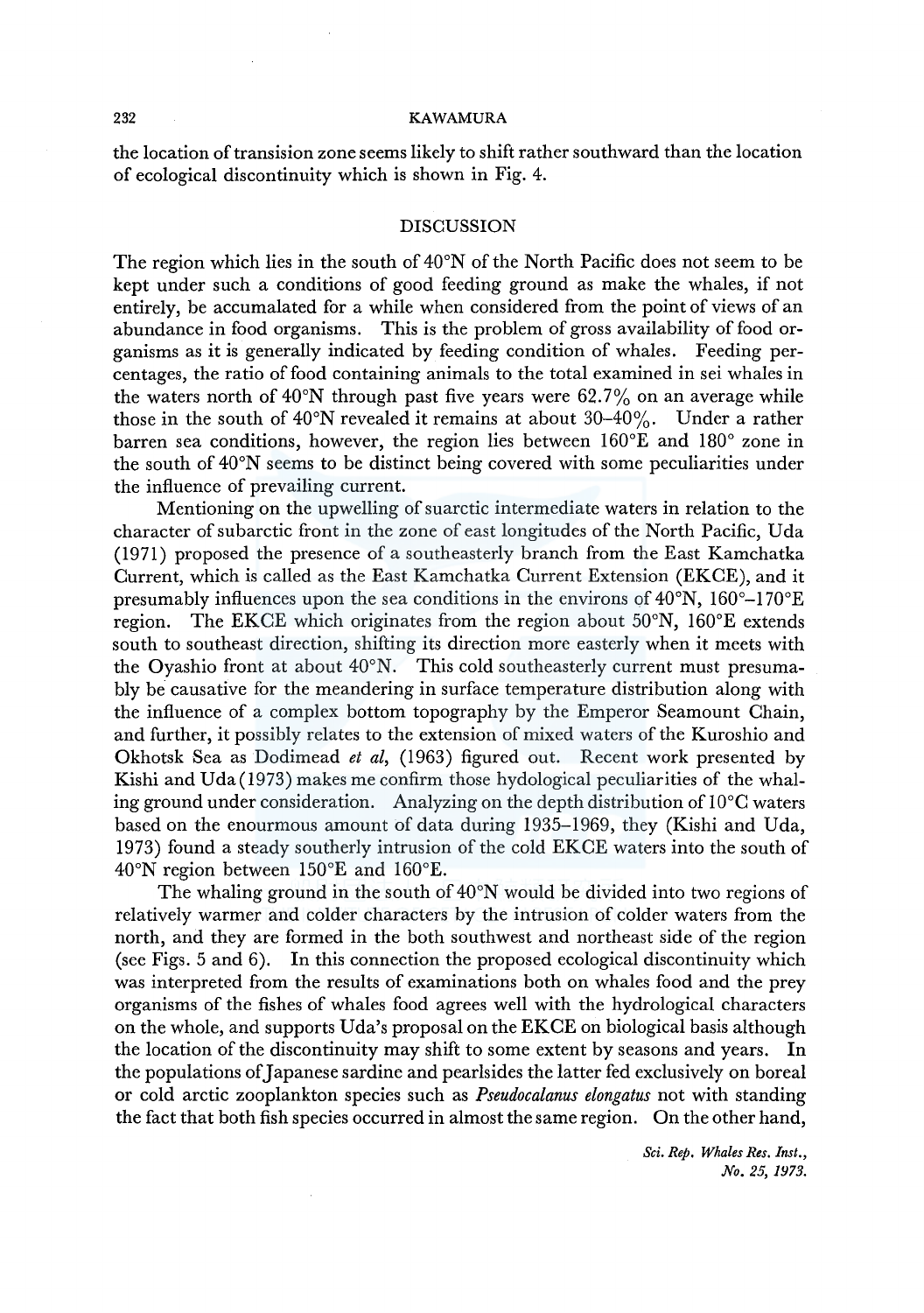the location of transision zone seems likely to shift rather southward than the location of ecological discontinuity which is shown in Fig. 4.

## DISCUSSION

The region which lies in the south of 40°N of the North Pacific does not seem to be kept under such a conditions of good feeding ground as make the whales, if not entirely, be accumalated for a while when considered from the point of views of an abundance in food organisms. This is the problem of gross availability of food organisms as it is generally indicated by feeding condition of whales. Feeding percentages, the ratio of food containing animals to the total examined in sei whales in the waters north of 40°N through past five years were 62.7% on an average while those in the south of 40°N revealed it remains at about 30–40%. Under a rather barren sea conditions, however, the region lies between 160°E and 180° zone in the south of 40°N seems to be distinct being covered with some peculiarities under the influence of prevailing current.

Mentioning on the upwelling of suarctic intermediate waters in relation to the character of subarctic front in the zone of east longitudes of the North Pacific, Uda (1971) proposed the presence of a southeasterly branch from the East Kamchatka Current, which is called as the East Kamchatka Current Extension (EKCE), and it presumably influences upon the sea conditions in the environs of 40°N, 160°–170°E region. The EKCE which originates from the region about 50°N, 160°E extends south to southeast direction, shifting its direction more easterly when it meets with the Oyashio front at about 40°N. This cold southeasterly current must presumably be causative for the meandering in surface temperature distribution along with the influence of a complex bottom topography by the Emperor Seamount Chain, and further, it possibly relates to the extension of mixed waters of the Kuroshio and Okhotsk Sea as Dodimead *et al*, (1963) figured out. Recent work presented by Kishi and Uda (1973) makes me confirm those hydological peculiarities of the whaling ground under consideration. Analyzing on the depth distribution of 10°C waters based on the enourmous amount of data during 1935–1969, they (Kishi and Uda, 1973) found a steady southerly intrusion of the cold EKCE waters into the south of 40°N region between 150°E and 160°E.

The whaling ground in the south of 40°N would be divided into two regions of relatively warmer and colder characters by the intrusion of colder waters from the north, and they are formed in the both southwest and northeast side of the region (see Figs. 5 and 6). In this connection the proposed ecological discontinuity which was interpreted from the results of examinations both on whales food and the prey organisms of the fishes of whales food agrees well with the hydrological characters on the whole, and supports Uda's proposal on the EKCE on biological basis although the location of the discontinuity may shift to some extent by seasons and years. In the populations of Japanese sardine and pearlsides the latter fed exclusively on boreal or cold arctic zooplankton species such as *Pseudocalanus elongatus* not with standing the fact that both fish species occurred in almost the same region. On the other hand,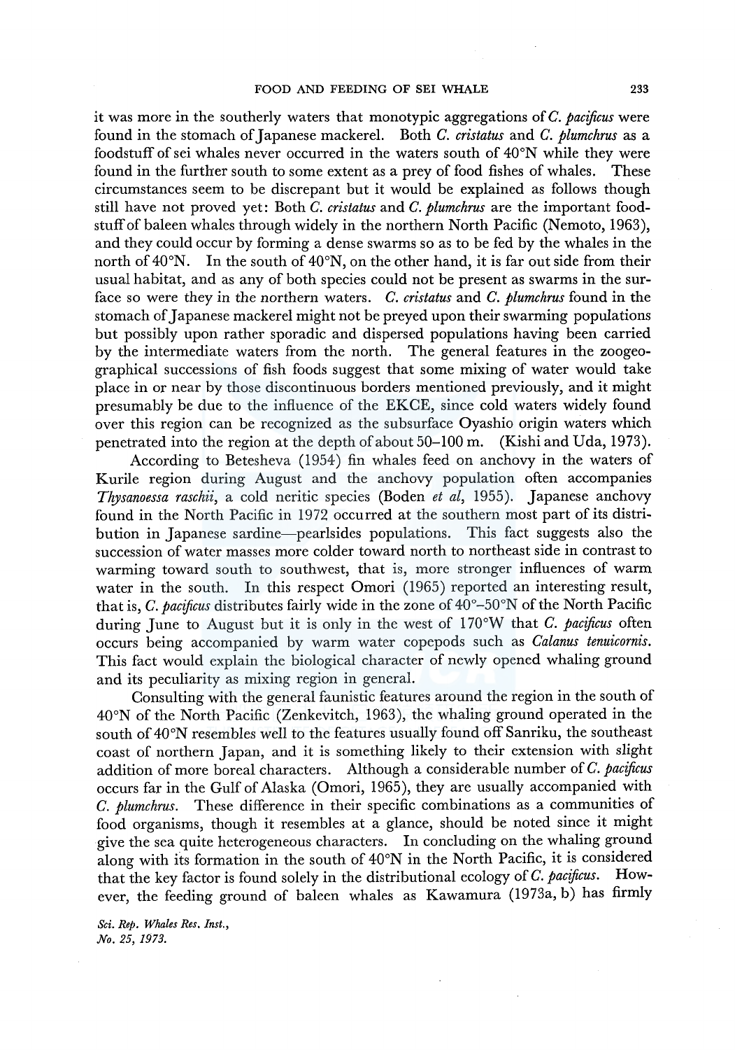it was more in the southerly waters that monotypic aggregations of *C. pacificus* were found in the stomach of Japanese mackerel. Both *C. cristatus* and *C. plumchrus* as a foodstuff of sei whales never occurred in the waters south of 40°N while they were found in the further south to some extent as a prey of food fishes of whales. These circumstances seem to be discrepant but it would be explained as follows though still have not proved yet: Both *C. cristatus* and *C. plumchrus* are the important foodstuff of baleen whales through widely in the northern North Pacific (Nemoto, 1963), and they could occur by forming a dense swarms so as to be fed by the whales in the north of 40°N. In the south of 40°N, on the other hand, it is far out side from their usual habitat, and as any of both species could not be present as swarms in the surface so were they in the northern waters. *C. cristatus* and *C. plumchrus* found in the stomach of Japanese mackerel might not be preyed upon their swarming populations but possibly upon rather sporadic and dispersed populations having been carried by the intermediate waters from the north. The general features in the zoogeographical successions of fish foods suggest that some mixing of water would take place in or near by those discontinuous borders mentioned previously, and it might presumably be due to the influence of the EKCE, since cold waters widely found over this region can be recognized as the subsurface Oyashio origin waters which penetrated into the region at the depth of about 50–100 m. (Kishi and Uda, 1973).

According to Betesheva (1954) fin whales feed on anchovy in the waters of Kurile region during August and the anchovy population often accompanies *Thysanoessa raschii*, a cold neritic species (Boden *et al*, 1955). Japanese anchovy found in the North Pacific in 1972 occurred at the southern most part of its distribution in Japanese sardine—pearlsides populations. This fact suggests also the succession of water masses more colder toward north to northeast side in contrast to warming toward south to southwest, that is, more stronger influences of warm water in the south. In this respect Omori (1965) reported an interesting result, that is, *C. pacificus* distributes fairly wide in the zone of 40°–50°N of the North Pacific during June to August but it is only in the west of 170°W that *C. pacificus* often occurs being accompanied by warm water copepods such as *Calanus tenuicornis*. This fact would explain the biological character of newly opened whaling ground and its peculiarity as mixing region in general.

Consulting with the general faunistic features around the region in the south of 40°N of the North Pacific (Zenkevitch, 1963), the whaling ground operated in the south of 40°N resembles well to the features usually found off Sanriku, the southeast coast of northern Japan, and it is something likely to their extension with slight addition of more boreal characters. Although a considerable number of *C. pacificus* occurs far in the Gulf of Alaska (Omori, 1965), they are usually accompanied with *C. plumchrus*. These difference in their specific combinations as a communities of food organisms, though it resembles at a glance, should be noted since it might give the sea quite heterogeneous characters. In concluding on the whaling ground along with its formation in the south of 40°N in the North Pacific, it is considered that the key factor is found solely in the distributional ecology of *C. pacificus*. However, the feeding ground of baleen whales as Kawamura (1973a, b) has firmly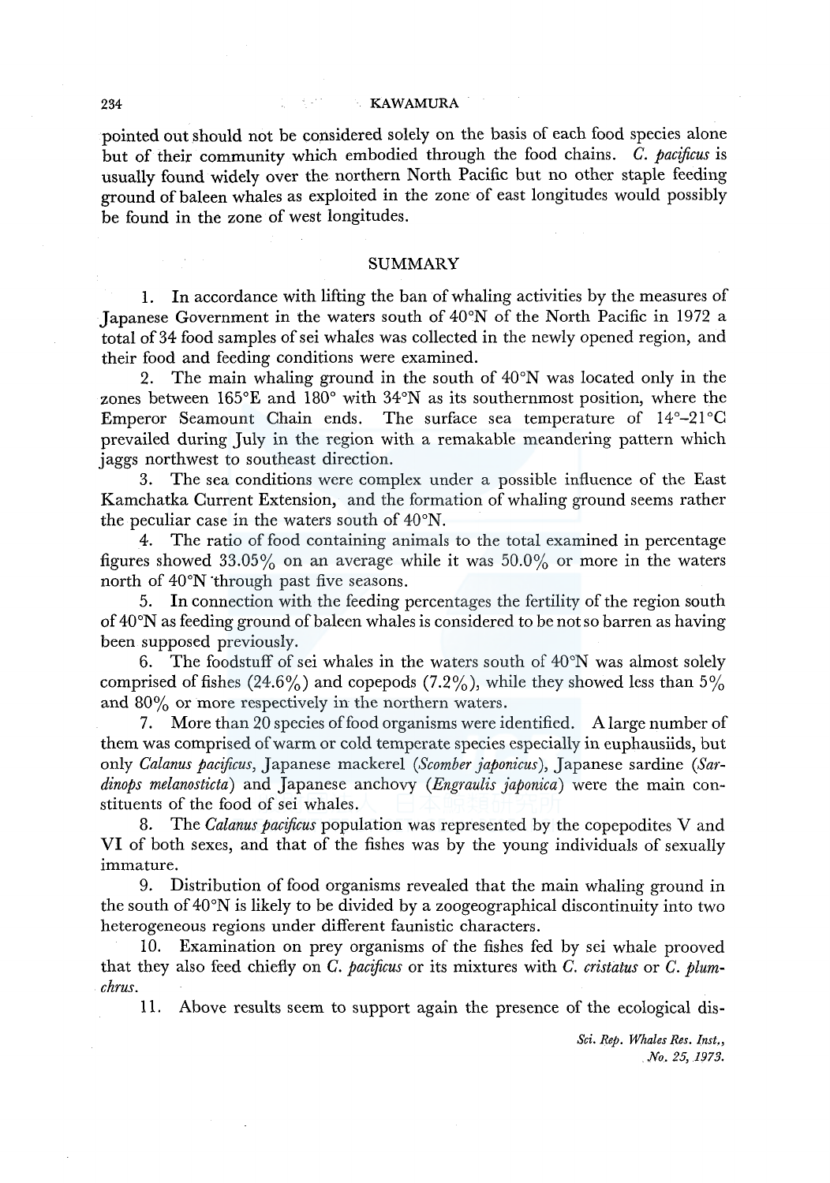pointed out should not be considered solely on the basis of each food species alone but of their community which embodied through the food chains. *C. pacificus* is usually found widely over the northern North Pacific but no other staple feeding ground of baleen whales as exploited in the zone of east longitudes would possibly be found in the zone of west longitudes.

## SUMMARY

1. In accordance with lifting the ban of whaling activities by the measures of Japanese Government in the waters south of 40°N of the North Pacific in 1972 a total of 34 food samples of sei whales was collected in the newly opened region, and their food and feeding conditions were examined.

2. The main whaling ground in the south of 40°N was located only in the zones between 165°E and 180° with 34°N as its southernmost position, where the Emperor Seamount Chain ends. The surface sea temperature of 14°–21°C prevailed during July in the region with a remakable meandering pattern which jaggs northwest to southeast direction.

3. The sea conditions were complex under a possible influence of the East Kamchatka Current Extension, and the formation of whaling ground seems rather the peculiar case in the waters south of 40°N.

4. The ratio of food containing animals to the total examined in percentage figures showed 33.05% on an average while it was 50.0% or more in the waters north of 40°N through past five seasons.

5. In connection with the feeding percentages the fertility of the region south of 40°N as feeding ground of baleen whales is considered to be not so barren as having been supposed previously.

6. The foodstuff of sei whales in the waters south of 40°N was almost solely comprised of fishes (24.6%) and copepods (7.2%), while they showed less than 5% and 80% or more respectively in the northern waters.

7. More than 20 species of food organisms were identified. A large number of them was comprised of warm or cold temperate species especially in euphausiids, but only *Calanus pacificus*, Japanese mackerel (*Scomber japonicus*), Japanese sardine (*Sardinops melanosticta*) and Japanese anchovy (*Engraulis japonica*) were the main constituents of the food of sei whales.

8. The *Calanus pacificus* population was represented by the copepodites V and VI of both sexes, and that of the fishes was by the young individuals of sexually immature.

9. Distribution of food organisms revealed that the main whaling ground in the south of 40°N is likely to be divided by a zoogeographical discontinuity into two heterogeneous regions under different faunistic characters.

10. Examination on prey organisms of the fishes fed by sei whale prooved that they also feed chiefly on *C. pacificus* or its mixtures with *C. cristatus* or *C. plumchrus*.

11. Above results seem to support again the presence of the ecological dis-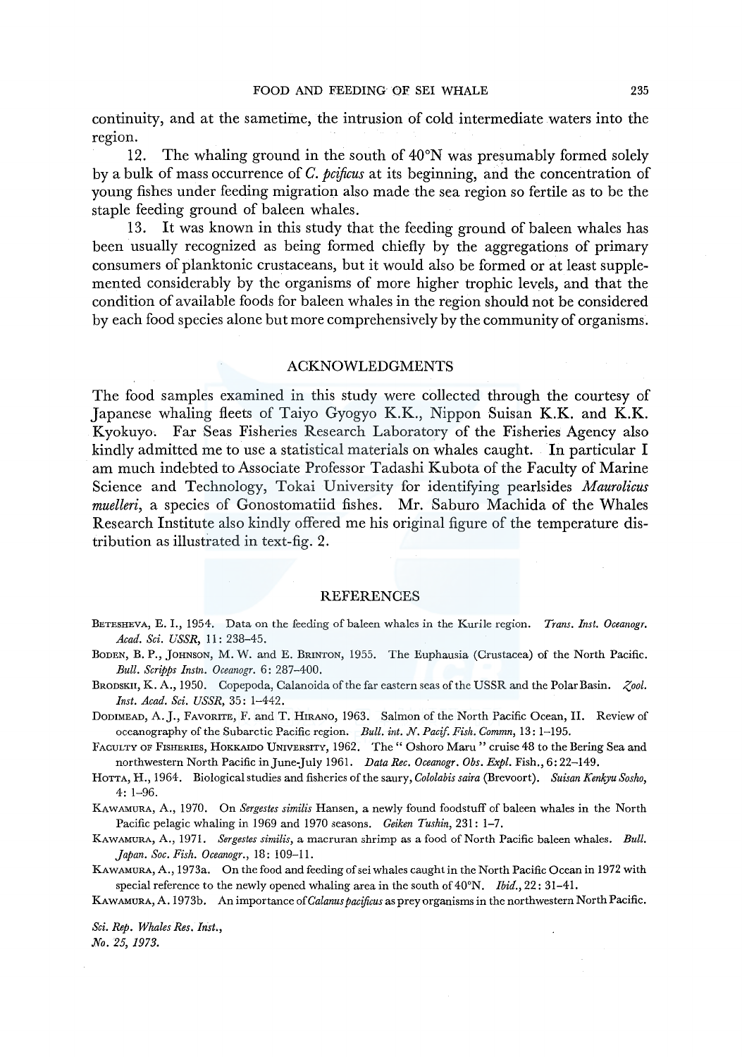continuity, and at the sametime, the intrusion of cold intermediate waters into the region.

12. The whaling ground in the south of 40°N was presumably formed solely by a bulk of mass occurrence of *C. pcificus* at its beginning, and the concentration of young fishes under feeding migration also made the sea region so fertile as to be the staple feeding ground of baleen whales.

13. It was known in this study that the feeding ground of baleen whales has been usually recognized as being formed chiefly by the aggregations of primary consumers of planktonic crustaceans, but it would also be formed or at least supplemented considerably by the organisms of more higher trophic levels, and that the condition of available foods for baleen whales in the region should not be considered by each food species alone but more comprehensively by the community of organisms.

## ACKNOWLEDGMENTS

The food samples examined in this study were collected through the courtesy of Japanese whaling fleets of Taiyo Gyogyo K.K., Nippon Suisan K.K. and K.K. Kyokuyo. Far Seas Fisheries Research Laboratory of the Fisheries Agency also kindly admitted me to use a statistical materials on whales caught. In particular I am much indebted to Associate Professor Tadashi Kubota of the Faculty of Marine Science and Technology, Tokai University for identifying pearlsides *Maurolicus muelleri*, a species of Gonostomatiid fishes. Mr. Saburo Machida of the Whales Research Institute also kindly offered me his original figure of the temperature distribution as illustrated in text-fig. 2.

## REFERENCES

Betesheva, E. I., 1954. Data on the feeding of baleen whales in the Kurile region. *Trans. Inst. Oceanogr. Acad. Sci. USSR*, 11: 238–45.

Boden, B. P., Johnson, M. W. and E. Brinton, 1955. The Euphausia (Crustacea) of the North Pacific. *Bull. Scripps Instn. Oceanogr.* 6: 287–400.

Brodskii, K. A., 1950. Copepoda, Calanoida of the far eastern seas of the USSR and the Polar Basin. *Zool. Inst. Acad. Sci. USSR*, 35: 1–442.

Dodimead, A. J., Favorite, F. and T. Hirano, 1963. Salmon of the North Pacific Ocean, II. Review of oceanography of the Subarctic Pacific region. *Bull. int. N. Pacif. Fish. Commn*, 13: 1–195.

Faculty of Fisheries, Hokkaido University, 1962. The " Oshoro Maru " cruise 48 to the Bering Sea and northwestern North Pacific in June-July 1961. *Data Rec. Oceanogr. Obs. Expl.* Fish., 6: 22–149.

Hotta, H., 1964. Biological studies and fisheries of the saury, *Cololabis saira* (Brevoort). *Suisan Kenkyu Sosho*, 4: 1–96.

Kawamura, A., 1970. On *Sergestes similis* Hansen, a newly found foodstuff of baleen whales in the North Pacific pelagic whaling in 1969 and 1970 seasons. *Geiken Tushin*, 231: 1–7.

Kawamura, A., 1971. *Sergestes similis*, a macruran shrimp as a food of North Pacific baleen whales. *Bull. Japan. Soc. Fish. Oceanogr.*, 18: 109–11.

Kawamura, A., 1973a. On the food and feeding of sei whales caught in the North Pacific Ocean in 1972 with special reference to the newly opened whaling area in the south of 40°N. *Ibid.*, 22: 31–41.

Kawamura, A. 1973b. An importance of *Calanus pacificus* as prey organisms in the northwestern North Pacific.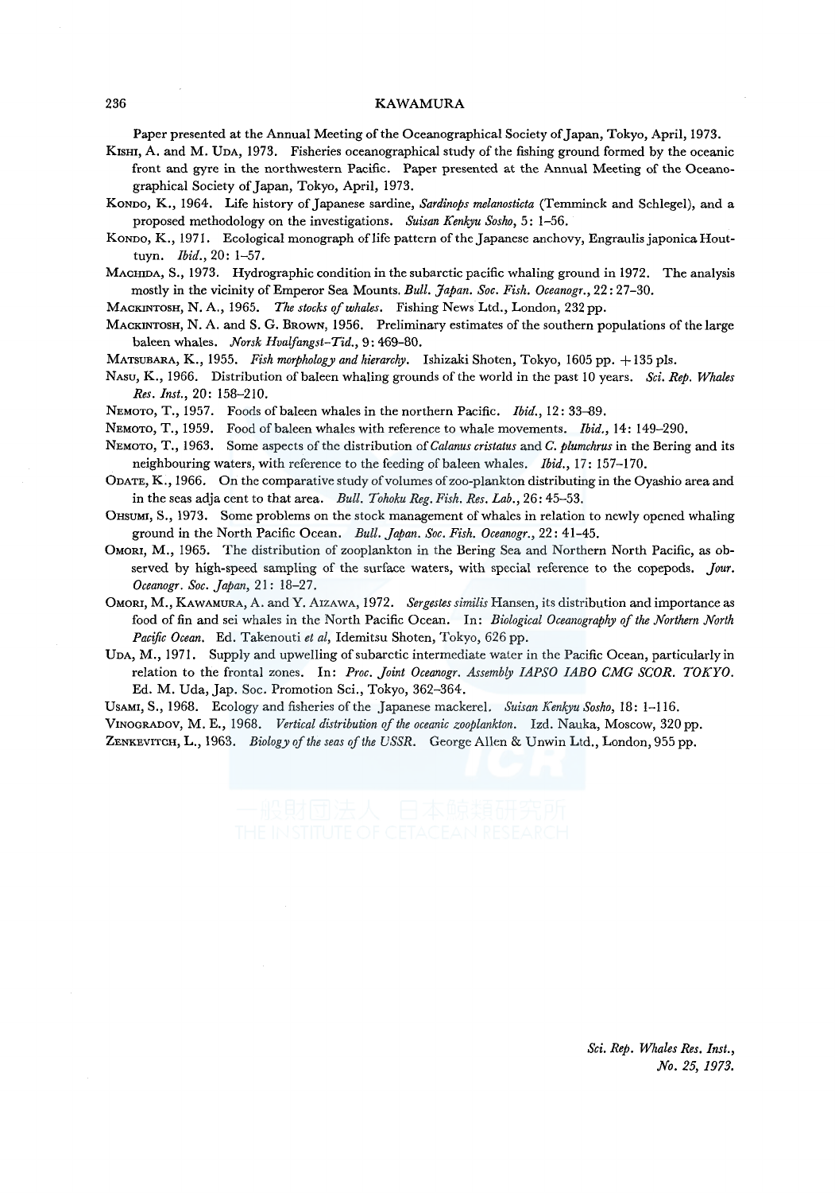Paper presented at the Annual Meeting of the Oceanographical Society of Japan, Tokyo, April, 1973.

KISHI, A. and M. UDA, 1973. Fisheries oceanographical study of the fishing ground formed by the oceanic front and gyre in the northwestern Pacific. Paper presented at the Annual Meeting of the Oceanographical Society of Japan, Tokyo, April, 1973.

KONDO, K., 1964. Life history of Japanese sardine, *Sardinops melanosticta* (Temminck and Schlegel), and a proposed methodology on the investigations. *Suisan Kenkyu Sosho*, 5: 1–56.

KONDO, K., 1971. Ecological monograph of life pattern of the Japanese anchovy, Engraulis japonica Houttuyn. *Ibid.*, 20: 1–57.

MACHIDA, S., 1973. Hydrographic condition in the subarctic pacific whaling ground in 1972. The analysis mostly in the vicinity of Emperor Sea Mounts. *Bull. Japan. Soc. Fish. Oceanogr.*, 22: 27–30.

MACKINTOSH, N. A., 1965. *The stocks of whales*. Fishing News Ltd., London, 232 pp.

MACKINTOSH, N. A. and S. G. BROWN, 1956. Preliminary estimates of the southern populations of the large baleen whales. *Norsk Hvalfangst-Tid.*, 9: 469–80.

MATSUBARA, K., 1955. *Fish morphology and hierarchy*. Ishizaki Shoten, Tokyo, 1605 pp. +135 pls.

NASU, K., 1966. Distribution of baleen whaling grounds of the world in the past 10 years. *Sci. Rep. Whales Res. Inst.*, 20: 158–210.

NEMOTO, T., 1957. Foods of baleen whales in the northern Pacific. *Ibid.*, 12: 33–89.

NEMOTO, T., 1959. Food of baleen whales with reference to whale movements. *Ibid.*, 14: 149–290.

NEMOTO, T., 1963. Some aspects of the distribution of *Calanus cristatus* and *C. plumchrus* in the Bering and its neighbouring waters, with reference to the feeding of baleen whales. *Ibid.*, 17: 157–170.

ODATE, K., 1966. On the comparative study of volumes of zoo-plankton distributing in the Oyashio area and in the seas adja cent to that area. *Bull. Tohoku Reg. Fish. Res. Lab.*, 26: 45–53.

OHSUMI, S., 1973. Some problems on the stock management of whales in relation to newly opened whaling ground in the North Pacific Ocean. *Bull. Japan. Soc. Fish. Oceanogr.*, 22: 41–45.

OMORI, M., 1965. The distribution of zooplankton in the Bering Sea and Northern North Pacific, as observed by high-speed sampling of the surface waters, with special reference to the copepods. *Jour. Oceanogr. Soc. Japan*, 21: 18–27.

OMORI, M., KAWAMURA, A. and Y. AIZAWA, 1972. *Sergestes similis* Hansen, its distribution and importance as food of fin and sei whales in the North Pacific Ocean. In: *Biological Oceanography of the Northern North Pacific Ocean*. Ed. Takenouti *et al*, Idemitsu Shoten, Tokyo, 626 pp.

UDA, M., 1971. Supply and upwelling of subarctic intermediate water in the Pacific Ocean, particularly in relation to the frontal zones. In: *Proc. Joint Oceanogr. Assembly IAPSO IABO CMG SCOR. TOKYO.* Ed. M. Uda, Jap. Soc. Promotion Sci., Tokyo, 362–364.

USAMI, S., 1968. Ecology and fisheries of the Japanese mackerel. *Suisan Kenkyu Sosho*, 18: 1–116.

VINOGRADOV, M. E., 1968. *Vertical distribution of the oceanic zooplankton*. Izd. Nauka, Moscow, 320 pp.

ZENKEVITCH, L., 1963. *Biology of the seas of the USSR*. George Allen & Unwin Ltd., London, 955 pp.